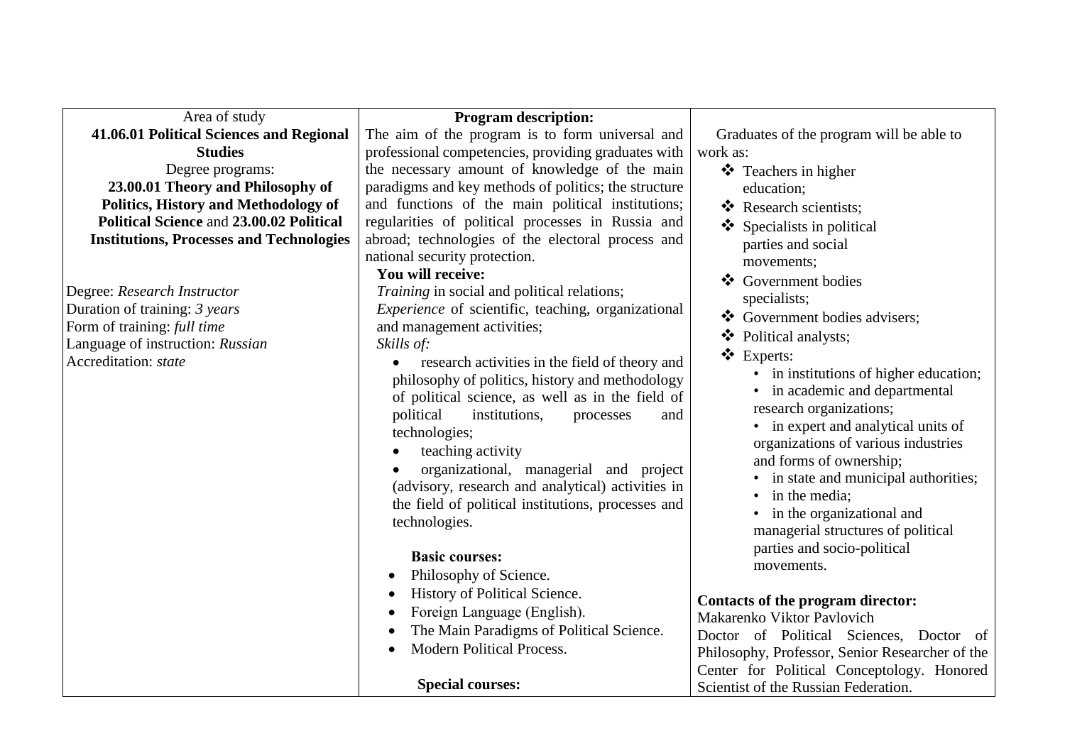| Area of study | Program description: | |
|---|---|---|
| **41.06.01 Political Sciences and Regional Studies**<br>Degree programs:<br>**23.00.01 Theory and Philosophy of Politics, History and Methodology of Political Science** and **23.00.02 Political Institutions, Processes and Technologies**<br><br>Degree: *Research Instructor*<br>Duration of training: *3 years*<br>Form of training: *full time*<br>Language of instruction: *Russian*<br>Accreditation: *state* | The aim of the program is to form universal and professional competencies, providing graduates with the necessary amount of knowledge of the main paradigms and key methods of politics; the structure and functions of the main political institutions; regularities of political processes in Russia and abroad; technologies of the electoral process and national security protection.<br>**You will receive:**<br>*Training* in social and political relations;<br>*Experience* of scientific, teaching, organizational and management activities;<br>*Skills of:*<br>• research activities in the field of theory and philosophy of politics, history and methodology of political science, as well as in the field of political institutions, processes and technologies;<br>• teaching activity<br>• organizational, managerial and project (advisory, research and analytical) activities in the field of political institutions, processes and technologies.<br><br>**Basic courses:**<br>• Philosophy of Science.<br>• History of Political Science.<br>• Foreign Language (English).<br>• The Main Paradigms of Political Science.<br>• Modern Political Process.<br><br>**Special courses:** | Graduates of the program will be able to work as:<br>❖ Teachers in higher education;<br>❖ Research scientists;<br>❖ Specialists in political parties and social movements;<br>❖ Government bodies specialists;<br>❖ Government bodies advisers;<br>❖ Political analysts;<br>❖ Experts:<br>• in institutions of higher education;<br>• in academic and departmental research organizations;<br>• in expert and analytical units of organizations of various industries and forms of ownership;<br>• in state and municipal authorities;<br>• in the media;<br>• in the organizational and managerial structures of political parties and socio-political movements.<br><br>**Contacts of the program director:**<br>Makarenko Viktor Pavlovich<br>Doctor of Political Sciences, Doctor of Philosophy, Professor, Senior Researcher of the Center for Political Conceptology. Honored Scientist of the Russian Federation. |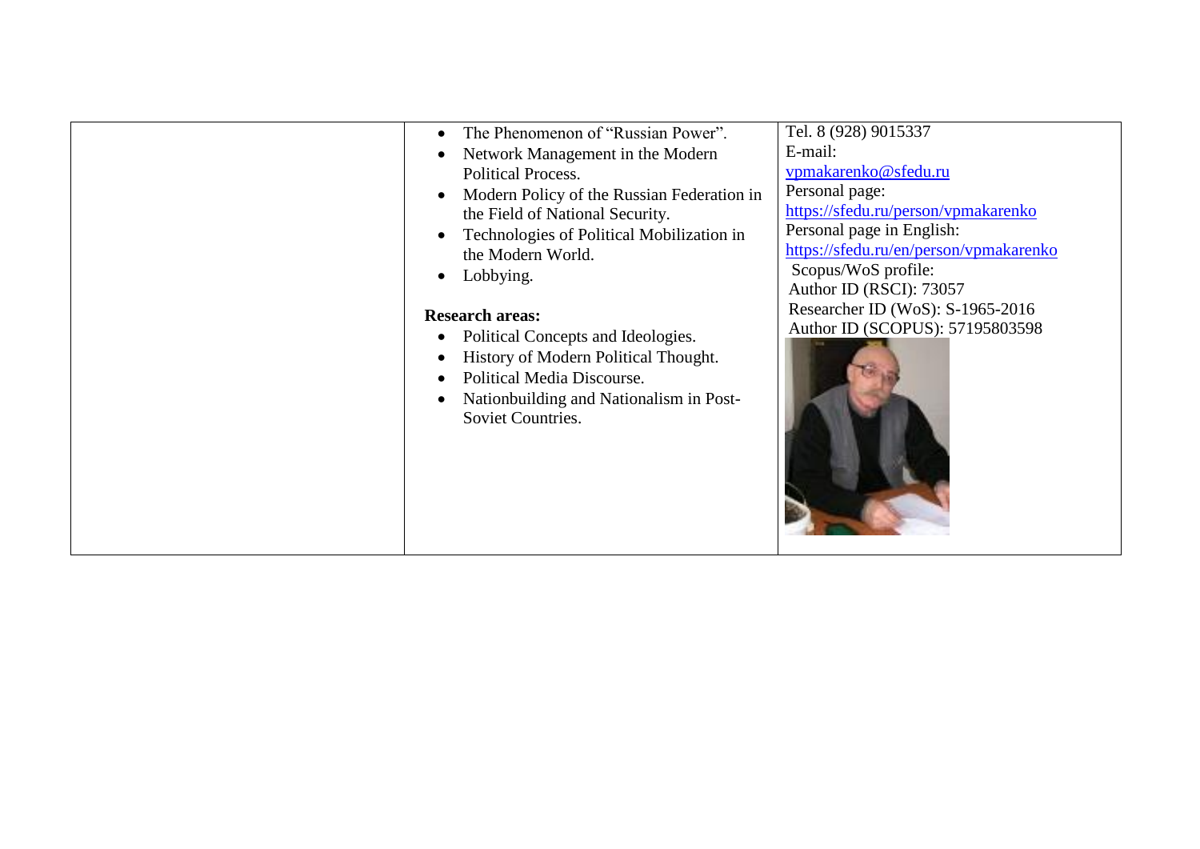| | | |
|---|---|---|
| | • The Phenomenon of "Russian Power".<br>• Network Management in the Modern Political Process.<br>• Modern Policy of the Russian Federation in the Field of National Security.<br>• Technologies of Political Mobilization in the Modern World.<br>• Lobbying.<br><br>**Research areas:**<br>• Political Concepts and Ideologies.<br>• History of Modern Political Thought.<br>• Political Media Discourse.<br>• Nationbuilding and Nationalism in Post-Soviet Countries. | Tel. 8 (928) 9015337<br>E-mail:<br>vpmakarenko@sfedu.ru<br>Personal page:<br>https://sfedu.ru/person/vpmakarenko<br>Personal page in English:<br>https://sfedu.ru/en/person/vpmakarenko<br>Scopus/WoS profile:<br>Author ID (RSCI): 73057<br>Researcher ID (WoS): S-1965-2016<br>Author ID (SCOPUS): 57195803598 |